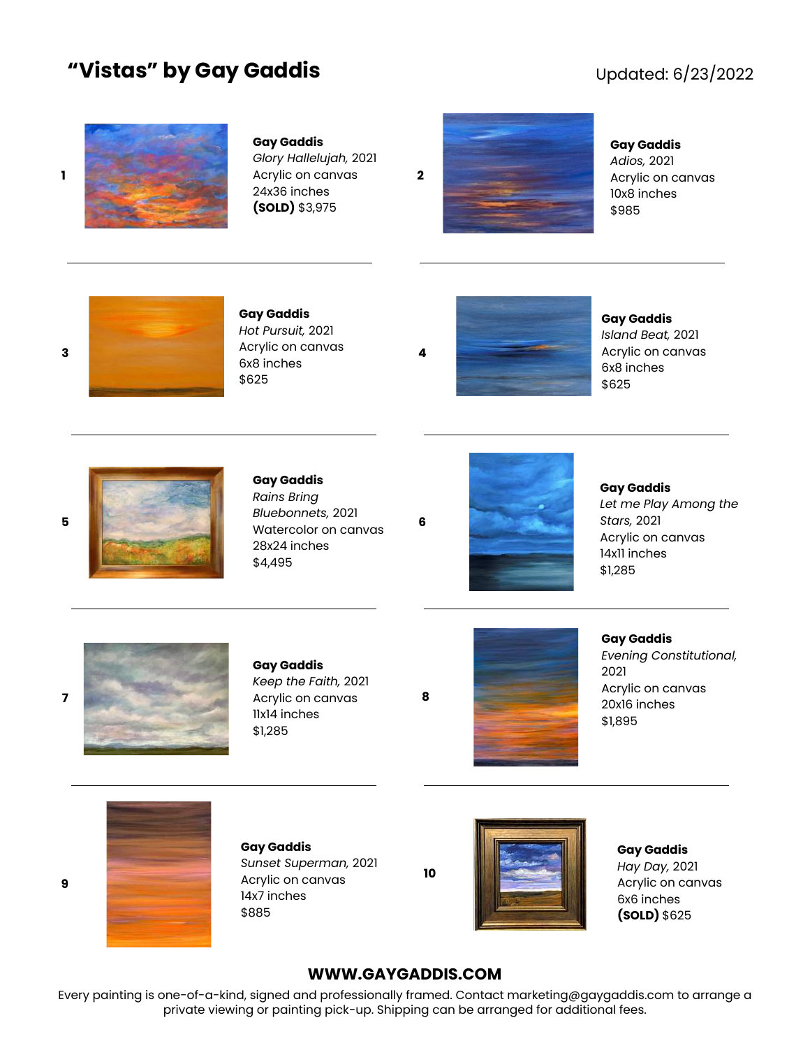# "Vistas" by Gay Gaddis

Updated: 6/23/2022

**1**

**Gay Gaddis**
*Glory Hallelujah,* 2021
Acrylic on canvas
24x36 inches
**(SOLD)** $3,975

---

**2**

**Gay Gaddis**
*Adios,* 2021
Acrylic on canvas
10x8 inches
$985

---

**3**

**Gay Gaddis**
*Hot Pursuit,* 2021
Acrylic on canvas
6x8 inches
$625

---

**4**

**Gay Gaddis**
*Island Beat,* 2021
Acrylic on canvas
6x8 inches
$625

---

**5**

**Gay Gaddis**
*Rains Bring Bluebonnets,* 2021
Watercolor on canvas
28x24 inches
$4,495

---

**6**

**Gay Gaddis**
*Let me Play Among the Stars,* 2021
Acrylic on canvas
14x11 inches
$1,285

---

**7**

**Gay Gaddis**
*Keep the Faith,* 2021
Acrylic on canvas
11x14 inches
$1,285

---

**8**

**Gay Gaddis**
*Evening Constitutional,* 2021
Acrylic on canvas
20x16 inches
$1,895

---

**9**

**Gay Gaddis**
*Sunset Superman,* 2021
Acrylic on canvas
14x7 inches
$885

---

**10**

**Gay Gaddis**
*Hay Day,* 2021
Acrylic on canvas
6x6 inches
**(SOLD)** $625

---

**WWW.GAYGADDIS.COM**

Every painting is one-of-a-kind, signed and professionally framed. Contact marketing@gaygaddis.com to arrange a private viewing or painting pick-up. Shipping can be arranged for additional fees.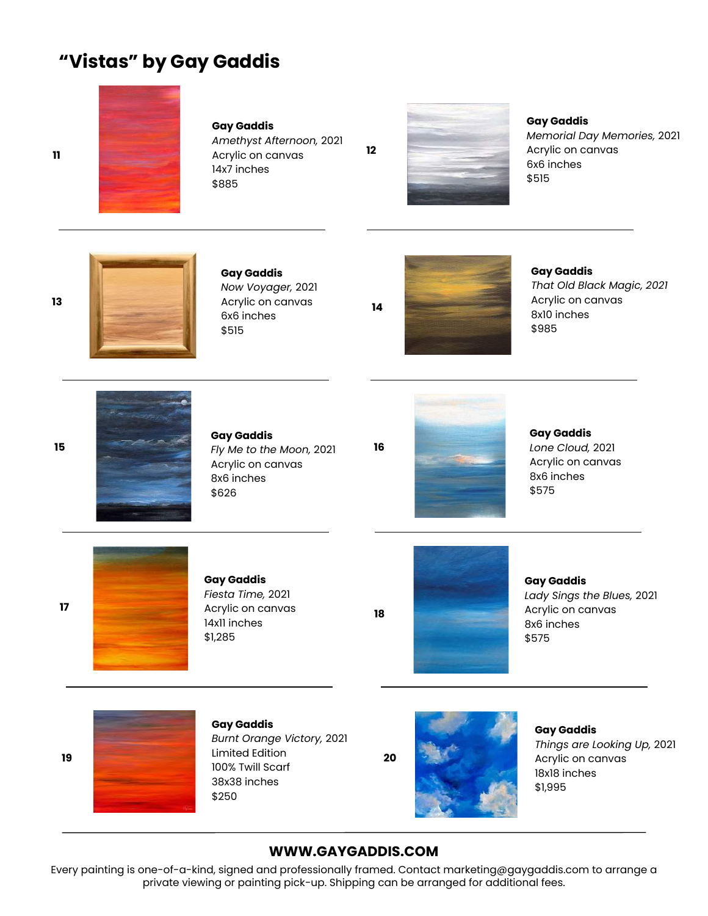# "Vistas" by Gay Gaddis

**11**

**Gay Gaddis**
*Amethyst Afternoon,* 2021
Acrylic on canvas
14x7 inches
$885

---

**12**

**Gay Gaddis**
*Memorial Day Memories,* 2021
Acrylic on canvas
6x6 inches
$515

---

**13**

**Gay Gaddis**
*Now Voyager,* 2021
Acrylic on canvas
6x6 inches
$515

---

**14**

**Gay Gaddis**
*That Old Black Magic, 2021*
Acrylic on canvas
8x10 inches
$985

---

**15**

**Gay Gaddis**
*Fly Me to the Moon,* 2021
Acrylic on canvas
8x6 inches
$626

---

**16**

**Gay Gaddis**
*Lone Cloud,* 2021
Acrylic on canvas
8x6 inches
$575

---

**17**

**Gay Gaddis**
*Fiesta Time,* 2021
Acrylic on canvas
14x11 inches
$1,285

---

**18**

**Gay Gaddis**
*Lady Sings the Blues,* 2021
Acrylic on canvas
8x6 inches
$575

---

**19**

**Gay Gaddis**
*Burnt Orange Victory,* 2021
Limited Edition
100% Twill Scarf
38x38 inches
$250

---

**20**

**Gay Gaddis**
*Things are Looking Up,* 2021
Acrylic on canvas
18x18 inches
$1,995

---

**WWW.GAYGADDIS.COM**

Every painting is one-of-a-kind, signed and professionally framed. Contact marketing@gaygaddis.com to arrange a private viewing or painting pick-up. Shipping can be arranged for additional fees.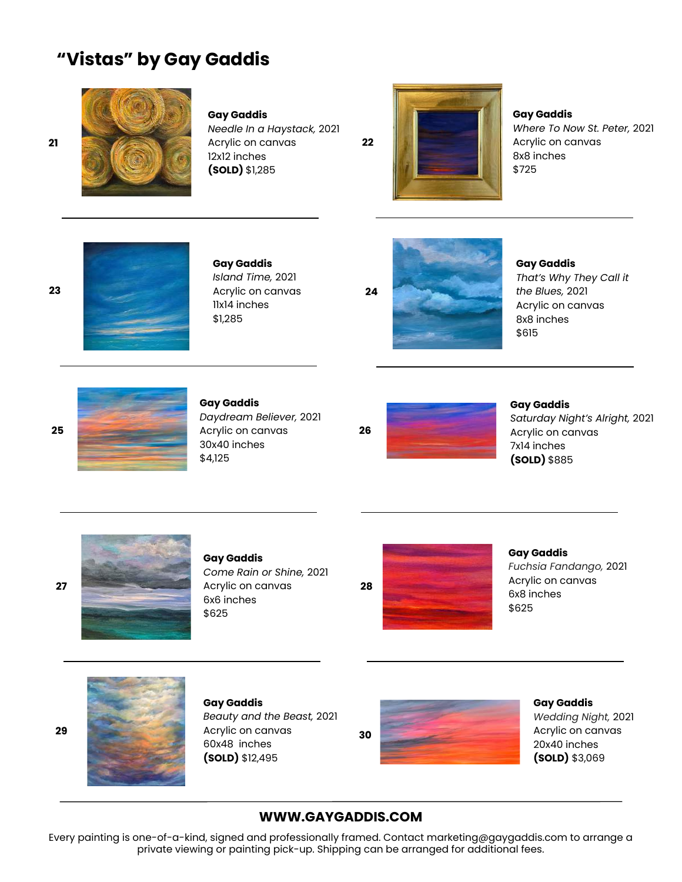# "Vistas" by Gay Gaddis

21

**Gay Gaddis**
*Needle In a Haystack,* 2021
Acrylic on canvas
12x12 inches
**(SOLD)** $1,285

---

22

**Gay Gaddis**
*Where To Now St. Peter,* 2021
Acrylic on canvas
8x8 inches
$725

---

23

**Gay Gaddis**
*Island Time,* 2021
Acrylic on canvas
11x14 inches
$1,285

---

24

**Gay Gaddis**
*That's Why They Call it the Blues,* 2021
Acrylic on canvas
8x8 inches
$615

---

25

**Gay Gaddis**
*Daydream Believer,* 2021
Acrylic on canvas
30x40 inches
$4,125

---

26

**Gay Gaddis**
*Saturday Night's Alright,* 2021
Acrylic on canvas
7x14 inches
**(SOLD)** $885

---

27

**Gay Gaddis**
*Come Rain or Shine,* 2021
Acrylic on canvas
6x6 inches
$625

---

28

**Gay Gaddis**
*Fuchsia Fandango,* 2021
Acrylic on canvas
6x8 inches
$625

---

29

**Gay Gaddis**
*Beauty and the Beast,* 2021
Acrylic on canvas
60x48 inches
**(SOLD)** $12,495

---

30

**Gay Gaddis**
*Wedding Night,* 2021
Acrylic on canvas
20x40 inches
**(SOLD)** $3,069

---

**WWW.GAYGADDIS.COM**

Every painting is one-of-a-kind, signed and professionally framed. Contact marketing@gaygaddis.com to arrange a private viewing or painting pick-up. Shipping can be arranged for additional fees.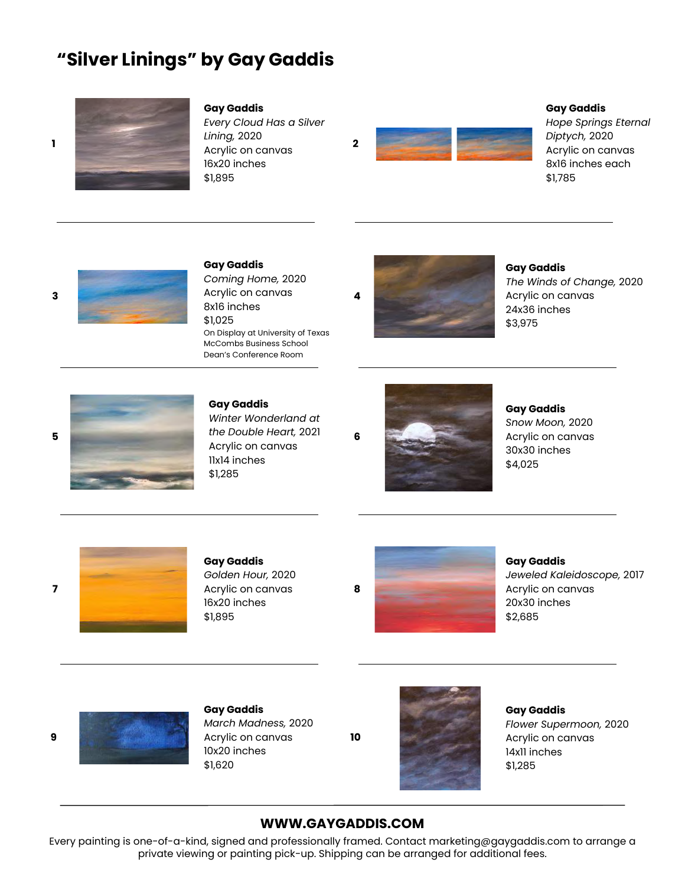# "Silver Linings" by Gay Gaddis

**1**

**Gay Gaddis**
*Every Cloud Has a Silver Lining,* 2020
Acrylic on canvas
16x20 inches
$1,895

---

**2**

**Gay Gaddis**
*Hope Springs Eternal Diptych,* 2020
Acrylic on canvas
8x16 inches each
$1,785

---

**3**

**Gay Gaddis**
*Coming Home,* 2020
Acrylic on canvas
8x16 inches
$1,025
On Display at University of Texas McCombs Business School Dean's Conference Room

---

**4**

**Gay Gaddis**
*The Winds of Change,* 2020
Acrylic on canvas
24x36 inches
$3,975

---

**5**

**Gay Gaddis**
*Winter Wonderland at the Double Heart,* 2021
Acrylic on canvas
11x14 inches
$1,285

---

**6**

**Gay Gaddis**
*Snow Moon,* 2020
Acrylic on canvas
30x30 inches
$4,025

---

**7**

**Gay Gaddis**
*Golden Hour,* 2020
Acrylic on canvas
16x20 inches
$1,895

---

**8**

**Gay Gaddis**
*Jeweled Kaleidoscope,* 2017
Acrylic on canvas
20x30 inches
$2,685

---

**9**

**Gay Gaddis**
*March Madness,* 2020
Acrylic on canvas
10x20 inches
$1,620

---

**10**

**Gay Gaddis**
*Flower Supermoon,* 2020
Acrylic on canvas
14x11 inches
$1,285

---

**WWW.GAYGADDIS.COM**

Every painting is one-of-a-kind, signed and professionally framed. Contact marketing@gaygaddis.com to arrange a private viewing or painting pick-up. Shipping can be arranged for additional fees.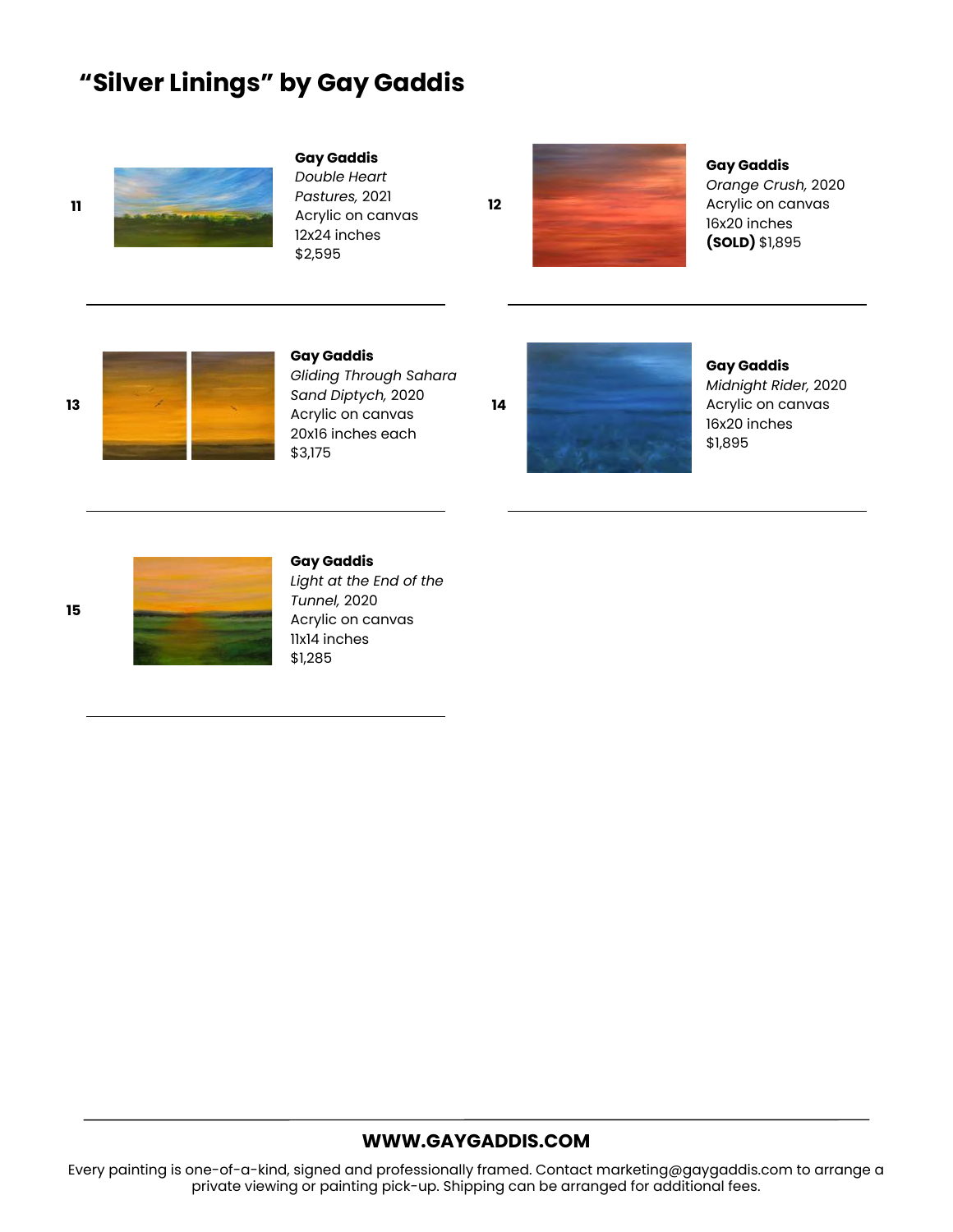# "Silver Linings" by Gay Gaddis

**11**

**Gay Gaddis**
*Double Heart Pastures,* 2021
Acrylic on canvas
12x24 inches
$2,595

---

**12**

**Gay Gaddis**
*Orange Crush,* 2020
Acrylic on canvas
16x20 inches
**(SOLD)** $1,895

---

**13**

**Gay Gaddis**
*Gliding Through Sahara Sand Diptych,* 2020
Acrylic on canvas
20x16 inches each
$3,175

---

**14**

**Gay Gaddis**
*Midnight Rider,* 2020
Acrylic on canvas
16x20 inches
$1,895

---

**15**

**Gay Gaddis**
*Light at the End of the Tunnel,* 2020
Acrylic on canvas
11x14 inches
$1,285

---

**WWW.GAYGADDIS.COM**

Every painting is one-of-a-kind, signed and professionally framed. Contact marketing@gaygaddis.com to arrange a private viewing or painting pick-up. Shipping can be arranged for additional fees.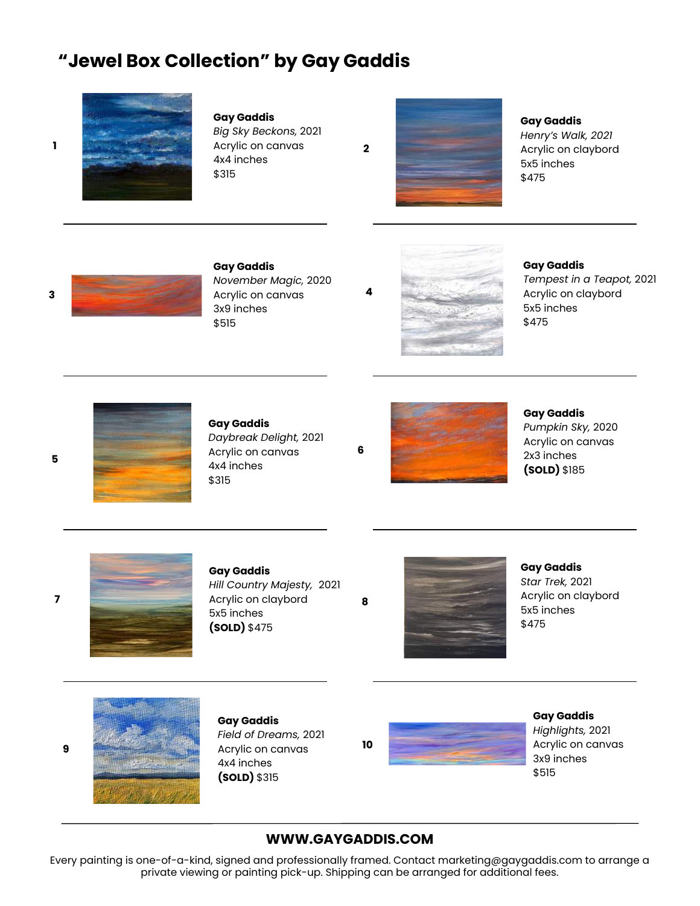# "Jewel Box Collection" by Gay Gaddis

**1**

**Gay Gaddis**
*Big Sky Beckons,* 2021
Acrylic on canvas
4x4 inches
$315

**2**

**Gay Gaddis**
*Henry's Walk, 2021*
Acrylic on claybord
5x5 inches
$475

**3**

**Gay Gaddis**
*November Magic,* 2020
Acrylic on canvas
3x9 inches
$515

**4**

**Gay Gaddis**
*Tempest in a Teapot,* 2021
Acrylic on claybord
5x5 inches
$475

**5**

**Gay Gaddis**
*Daybreak Delight,* 2021
Acrylic on canvas
4x4 inches
$315

**6**

**Gay Gaddis**
*Pumpkin Sky,* 2020
Acrylic on canvas
2x3 inches
**(SOLD)** $185

**7**

**Gay Gaddis**
*Hill Country Majesty,* 2021
Acrylic on claybord
5x5 inches
**(SOLD)** $475

**8**

**Gay Gaddis**
*Star Trek,* 2021
Acrylic on claybord
5x5 inches
$475

**9**

**Gay Gaddis**
*Field of Dreams,* 2021
Acrylic on canvas
4x4 inches
**(SOLD)** $315

**10**

**Gay Gaddis**
*Highlights,* 2021
Acrylic on canvas
3x9 inches
$515

**WWW.GAYGADDIS.COM**

Every painting is one-of-a-kind, signed and professionally framed. Contact marketing@gaygaddis.com to arrange a private viewing or painting pick-up. Shipping can be arranged for additional fees.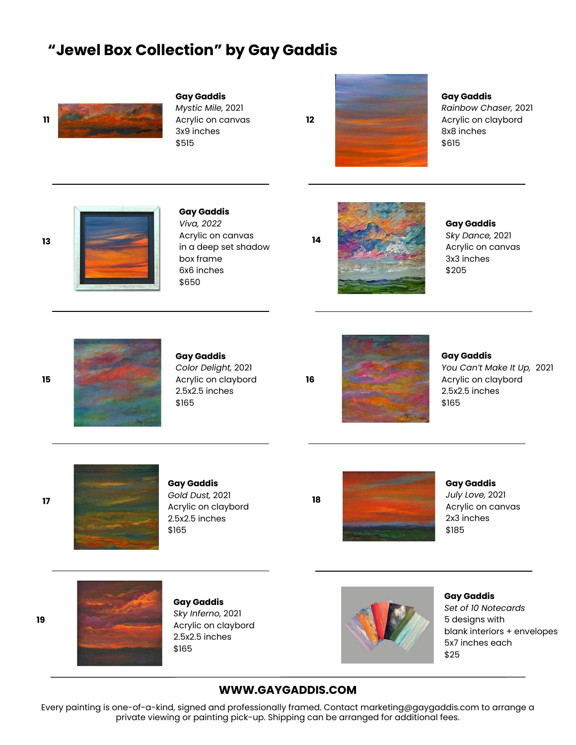# "Jewel Box Collection" by Gay Gaddis

**11**

**Gay Gaddis**
*Mystic Mile,* 2021
Acrylic on canvas
3x9 inches
$515

**12**

**Gay Gaddis**
*Rainbow Chaser,* 2021
Acrylic on claybord
8x8 inches
$615

---

**13**

**Gay Gaddis**
*Viva, 2022*
Acrylic on canvas
in a deep set shadow
box frame
6x6 inches
$650

**14**

**Gay Gaddis**
*Sky Dance,* 2021
Acrylic on canvas
3x3 inches
$205

---

**15**

**Gay Gaddis**
*Color Delight,* 2021
Acrylic on claybord
2.5x2.5 inches
$165

**16**

**Gay Gaddis**
*You Can't Make It Up,* 2021
Acrylic on claybord
2.5x2.5 inches
$165

---

**17**

**Gay Gaddis**
*Gold Dust,* 2021
Acrylic on claybord
2.5x2.5 inches
$165

**18**

**Gay Gaddis**
*July Love,* 2021
Acrylic on canvas
2x3 inches
$185

---

**19**

**Gay Gaddis**
*Sky Inferno,* 2021
Acrylic on claybord
2.5x2.5 inches
$165

**Gay Gaddis**
*Set of 10 Notecards*
5 designs with
blank interiors + envelopes
5x7 inches each
$25

---

**WWW.GAYGADDIS.COM**

Every painting is one-of-a-kind, signed and professionally framed. Contact marketing@gaygaddis.com to arrange a private viewing or painting pick-up. Shipping can be arranged for additional fees.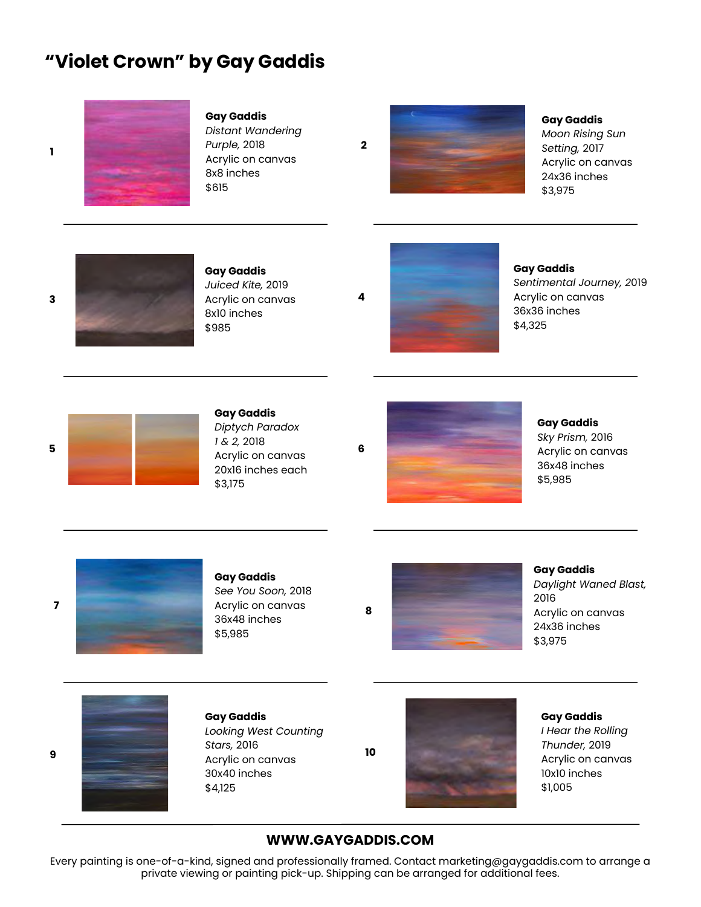# "Violet Crown" by Gay Gaddis

**1**

**Gay Gaddis**
*Distant Wandering Purple,* 2018
Acrylic on canvas
8x8 inches
$615

**2**

**Gay Gaddis**
*Moon Rising Sun Setting,* 2017
Acrylic on canvas
24x36 inches
$3,975

**3**

**Gay Gaddis**
*Juiced Kite,* 2019
Acrylic on canvas
8x10 inches
$985

**4**

**Gay Gaddis**
*Sentimental Journey,* 2019
Acrylic on canvas
36x36 inches
$4,325

**5**

**Gay Gaddis**
*Diptych Paradox 1 & 2,* 2018
Acrylic on canvas
20x16 inches each
$3,175

**6**

**Gay Gaddis**
*Sky Prism,* 2016
Acrylic on canvas
36x48 inches
$5,985

**7**

**Gay Gaddis**
*See You Soon,* 2018
Acrylic on canvas
36x48 inches
$5,985

**8**

**Gay Gaddis**
*Daylight Waned Blast,* 2016
Acrylic on canvas
24x36 inches
$3,975

**9**

**Gay Gaddis**
*Looking West Counting Stars,* 2016
Acrylic on canvas
30x40 inches
$4,125

**10**

**Gay Gaddis**
*I Hear the Rolling Thunder,* 2019
Acrylic on canvas
10x10 inches
$1,005

**WWW.GAYGADDIS.COM**

Every painting is one-of-a-kind, signed and professionally framed. Contact marketing@gaygaddis.com to arrange a private viewing or painting pick-up. Shipping can be arranged for additional fees.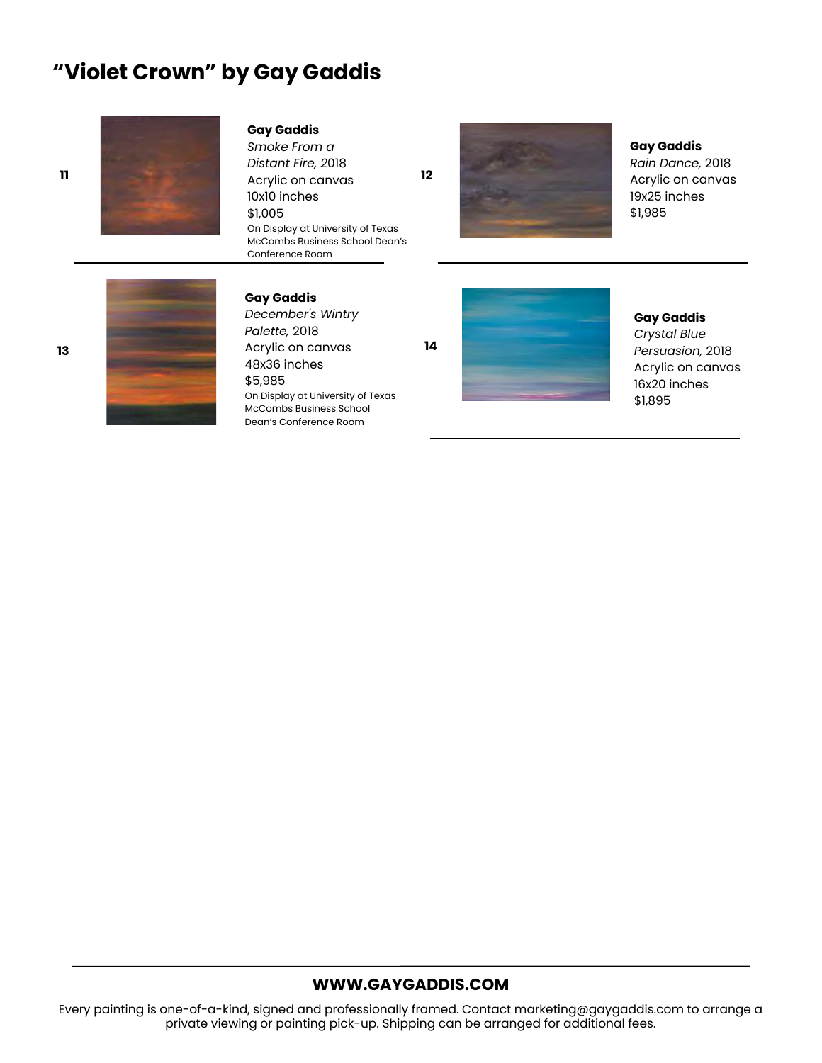# "Violet Crown" by Gay Gaddis

**11**

**Gay Gaddis**
*Smoke From a Distant Fire,* 2018
Acrylic on canvas
10x10 inches
$1,005
On Display at University of Texas McCombs Business School Dean's Conference Room

**12**

**Gay Gaddis**
*Rain Dance,* 2018
Acrylic on canvas
19x25 inches
$1,985

**13**

**Gay Gaddis**
*December's Wintry Palette,* 2018
Acrylic on canvas
48x36 inches
$5,985
On Display at University of Texas McCombs Business School Dean's Conference Room

**14**

**Gay Gaddis**
*Crystal Blue Persuasion,* 2018
Acrylic on canvas
16x20 inches
$1,895

**WWW.GAYGADDIS.COM**

Every painting is one-of-a-kind, signed and professionally framed. Contact marketing@gaygaddis.com to arrange a private viewing or painting pick-up. Shipping can be arranged for additional fees.